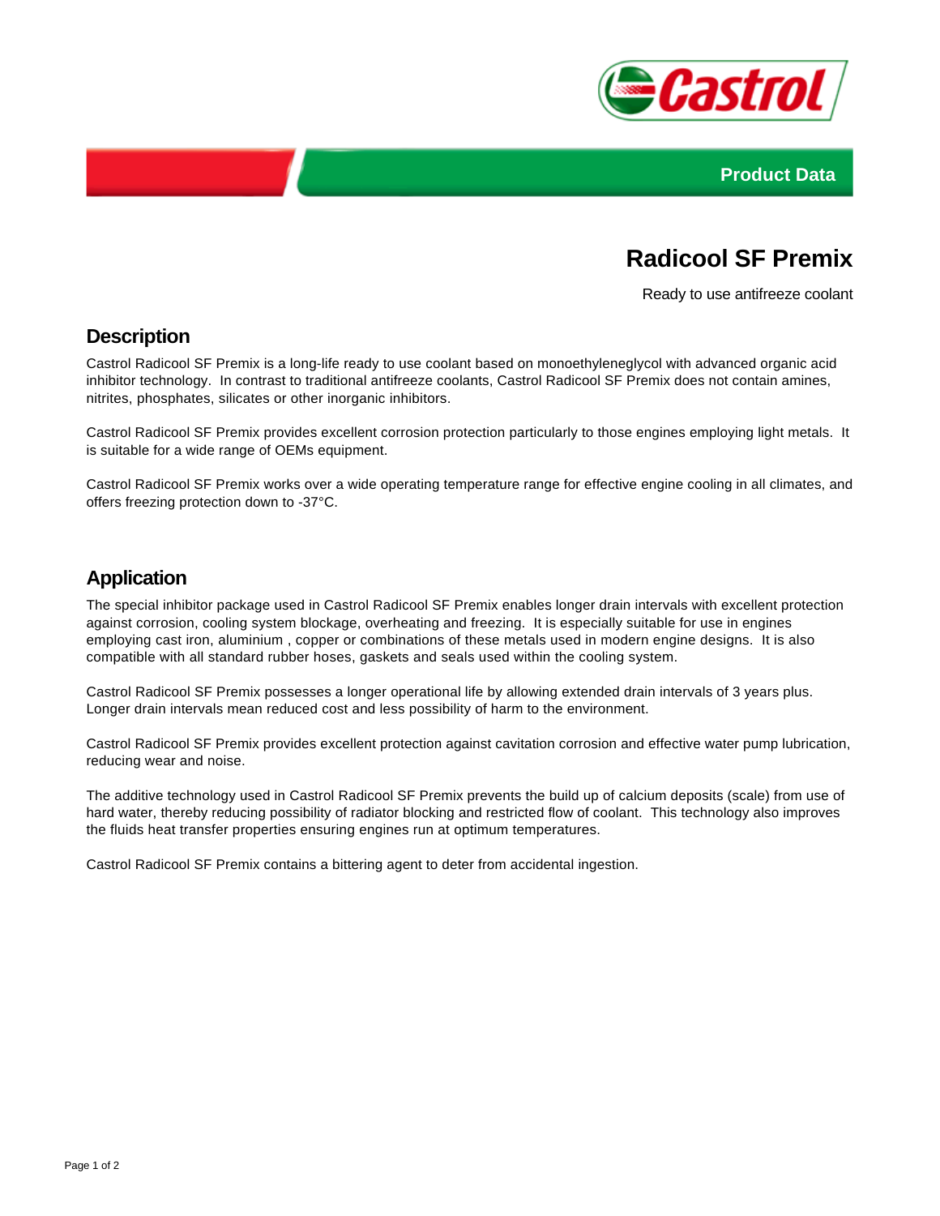Product Data

# Radicool SF Premix

Ready to use antifreeze coolant

## Description

Castrol Radicool SF Premix is a long-life ready to use coolant based on monoethyleneglycol with advanced organic acid inhibitor technology. In contrast to traditional antifreeze coolants, Castrol Radicool SF Premix does not contain amines, nitrites, phosphates, silicates or other inorganic inhibitors.

Castrol Radicool SF Premix provides excellent corrosion protection particularly to those engines employing light metals. It is suitable for a wide range of OEMs equipment.

Castrol Radicool SF Premix works over a wide operating temperature range for effective engine cooling in all climates, and offers freezing protection down to -37°C.

## Application

The special inhibitor package used in Castrol Radicool SF Premix enables longer drain intervals with excellent protection against corrosion, cooling system blockage, overheating and freezing. It is especially suitable for use in engines employing cast iron, aluminium , copper or combinations of these metals used in modern engine designs. It is also compatible with all standard rubber hoses, gaskets and seals used within the cooling system.

Castrol Radicool SF Premix possesses a longer operational life by allowing extended drain intervals of 3 years plus. Longer drain intervals mean reduced cost and less possibility of harm to the environment.

Castrol Radicool SF Premix provides excellent protection against cavitation corrosion and effective water pump lubrication, reducing wear and noise.

The additive technology used in Castrol Radicool SF Premix prevents the build up of calcium deposits (scale) from use of hard water, thereby reducing possibility of radiator blocking and restricted flow of coolant. This technology also improves the fluids heat transfer properties ensuring engines run at optimum temperatures.

Castrol Radicool SF Premix contains a bittering agent to deter from accidental ingestion.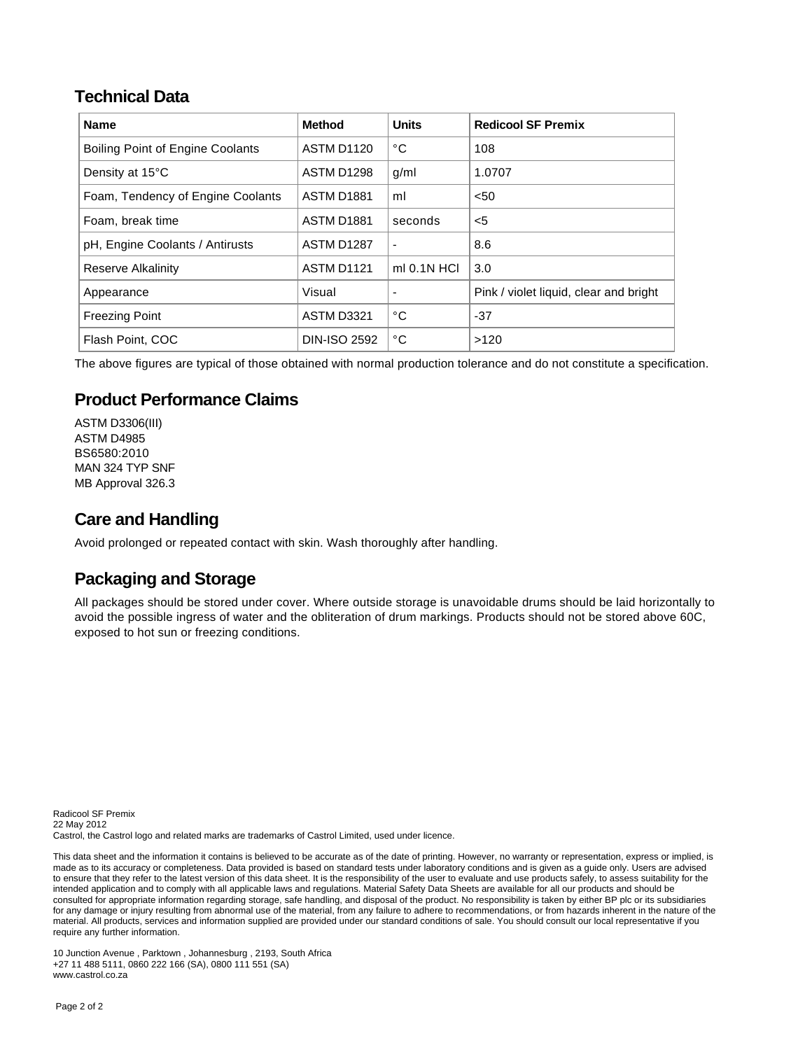## Technical Data

| Name | Method | Units | Redicool SF Premix |
|---|---|---|---|
| Boiling Point of Engine Coolants | ASTM D1120 | °C | 108 |
| Density at 15°C | ASTM D1298 | g/ml | 1.0707 |
| Foam, Tendency of Engine Coolants | ASTM D1881 | ml | <50 |
| Foam, break time | ASTM D1881 | seconds | <5 |
| pH, Engine Coolants / Antirusts | ASTM D1287 | - | 8.6 |
| Reserve Alkalinity | ASTM D1121 | ml 0.1N HCl | 3.0 |
| Appearance | Visual | - | Pink / violet liquid, clear and bright |
| Freezing Point | ASTM D3321 | °C | -37 |
| Flash Point, COC | DIN-ISO 2592 | °C | >120 |

The above figures are typical of those obtained with normal production tolerance and do not constitute a specification.

## Product Performance Claims

ASTM D3306(III)
ASTM D4985
BS6580:2010
MAN 324 TYP SNF
MB Approval 326.3

## Care and Handling

Avoid prolonged or repeated contact with skin. Wash thoroughly after handling.

## Packaging and Storage

All packages should be stored under cover. Where outside storage is unavoidable drums should be laid horizontally to avoid the possible ingress of water and the obliteration of drum markings. Products should not be stored above 60C, exposed to hot sun or freezing conditions.

Radicool SF Premix
22 May 2012
Castrol, the Castrol logo and related marks are trademarks of Castrol Limited, used under licence.

This data sheet and the information it contains is believed to be accurate as of the date of printing. However, no warranty or representation, express or implied, is made as to its accuracy or completeness. Data provided is based on standard tests under laboratory conditions and is given as a guide only. Users are advised to ensure that they refer to the latest version of this data sheet. It is the responsibility of the user to evaluate and use products safely, to assess suitability for the intended application and to comply with all applicable laws and regulations. Material Safety Data Sheets are available for all our products and should be consulted for appropriate information regarding storage, safe handling, and disposal of the product. No responsibility is taken by either BP plc or its subsidiaries for any damage or injury resulting from abnormal use of the material, from any failure to adhere to recommendations, or from hazards inherent in the nature of the material. All products, services and information supplied are provided under our standard conditions of sale. You should consult our local representative if you require any further information.

10 Junction Avenue , Parktown , Johannesburg , 2193, South Africa
+27 11 488 5111, 0860 222 166 (SA), 0800 111 551 (SA)
www.castrol.co.za